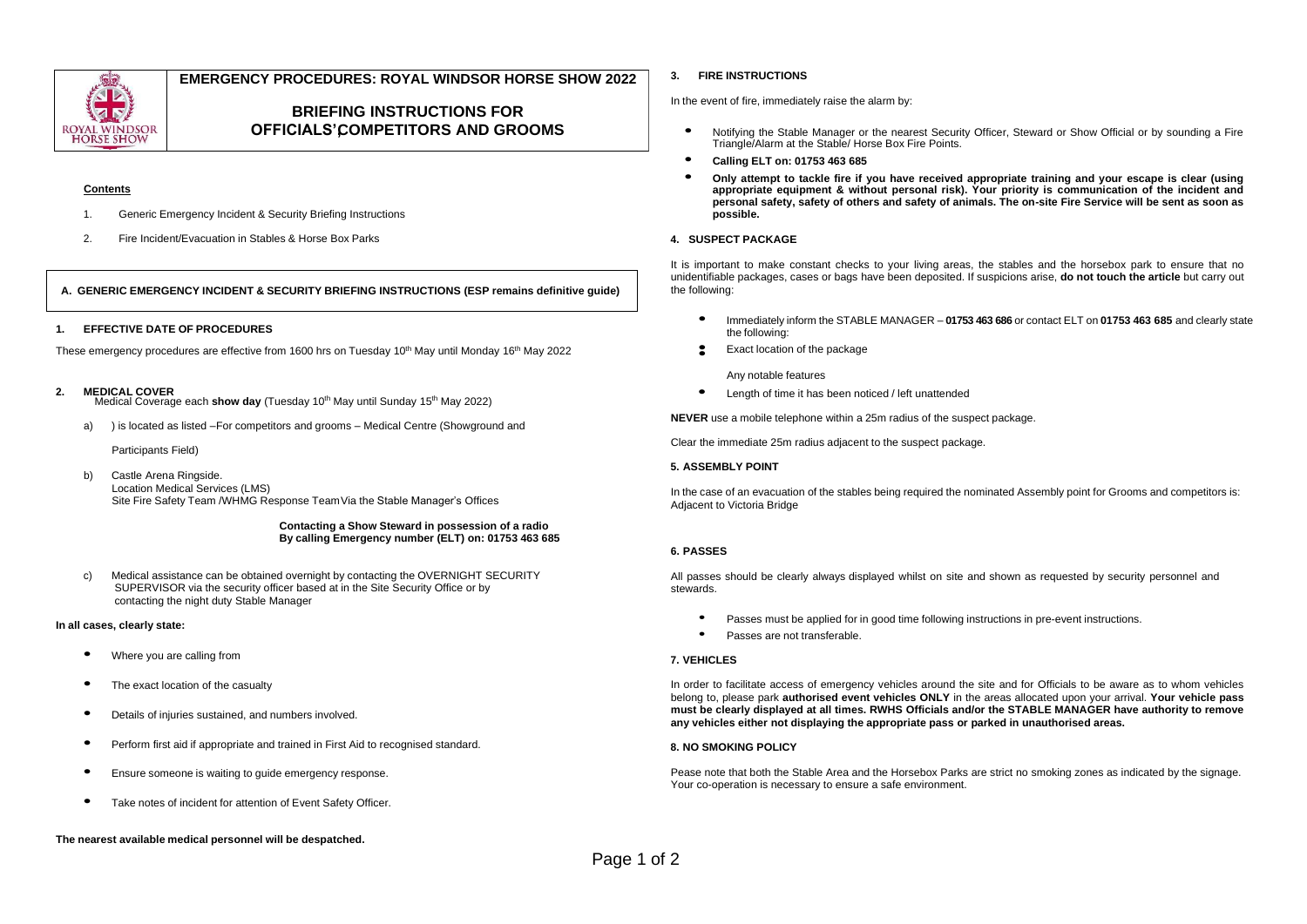# EMERGENCY PROCEDURES: ROYAL WINDSOR HORSE SHOW 2022

## BRIEFING INSTRUCTIONS FOR OFFICIALS' COMPETITORS AND GROOMS

**Contents**

1. Generic Emergency Incident & Security Briefing Instructions
2. Fire Incident/Evacuation in Stables & Horse Box Parks

## A. GENERIC EMERGENCY INCIDENT & SECURITY BRIEFING INSTRUCTIONS (ESP remains definitive guide)

### 1. EFFECTIVE DATE OF PROCEDURES

These emergency procedures are effective from 1600 hrs on Tuesday 10th May until Monday 16th May 2022

### 2. MEDICAL COVER

Medical Coverage each **show day** (Tuesday 10th May until Sunday 15th May 2022)

a) ) is located as listed –For competitors and grooms – Medical Centre (Showground and

Participants Field)

b) Castle Arena Ringside.
Location Medical Services (LMS)
Site Fire Safety Team /WHMG Response Team Via the Stable Manager's Offices

**Contacting a Show Steward in possession of a radio**
**By calling Emergency number (ELT) on: 01753 463 685**

c) Medical assistance can be obtained overnight by contacting the OVERNIGHT SECURITY SUPERVISOR via the security officer based at in the Site Security Office or by contacting the night duty Stable Manager

**In all cases, clearly state:**

- Where you are calling from
- The exact location of the casualty
- Details of injuries sustained, and numbers involved.
- Perform first aid if appropriate and trained in First Aid to recognised standard.
- Ensure someone is waiting to guide emergency response.
- Take notes of incident for attention of Event Safety Officer.

**The nearest available medical personnel will be despatched.**

### 3. FIRE INSTRUCTIONS

In the event of fire, immediately raise the alarm by:

- Notifying the Stable Manager or the nearest Security Officer, Steward or Show Official or by sounding a Fire Triangle/Alarm at the Stable/ Horse Box Fire Points.
- **Calling ELT on: 01753 463 685**
- **Only attempt to tackle fire if you have received appropriate training and your escape is clear (using appropriate equipment & without personal risk). Your priority is communication of the incident and personal safety, safety of others and safety of animals. The on-site Fire Service will be sent as soon as possible.**

### 4. SUSPECT PACKAGE

It is important to make constant checks to your living areas, the stables and the horsebox park to ensure that no unidentifiable packages, cases or bags have been deposited. If suspicions arise, **do not touch the article** but carry out the following:

- Immediately inform the STABLE MANAGER – **01753 463 686** or contact ELT on **01753 463 685** and clearly state the following:
- Exact location of the package
- Any notable features
- Length of time it has been noticed / left unattended

**NEVER** use a mobile telephone within a 25m radius of the suspect package.

Clear the immediate 25m radius adjacent to the suspect package.

### 5. ASSEMBLY POINT

In the case of an evacuation of the stables being required the nominated Assembly point for Grooms and competitors is: Adjacent to Victoria Bridge

### 6. PASSES

All passes should be clearly always displayed whilst on site and shown as requested by security personnel and stewards.

- Passes must be applied for in good time following instructions in pre-event instructions.
- Passes are not transferable.

### 7. VEHICLES

In order to facilitate access of emergency vehicles around the site and for Officials to be aware as to whom vehicles belong to, please park **authorised event vehicles ONLY** in the areas allocated upon your arrival. **Your vehicle pass must be clearly displayed at all times. RWHS Officials and/or the STABLE MANAGER have authority to remove any vehicles either not displaying the appropriate pass or parked in unauthorised areas.**

### 8. NO SMOKING POLICY

Pease note that both the Stable Area and the Horsebox Parks are strict no smoking zones as indicated by the signage. Your co-operation is necessary to ensure a safe environment.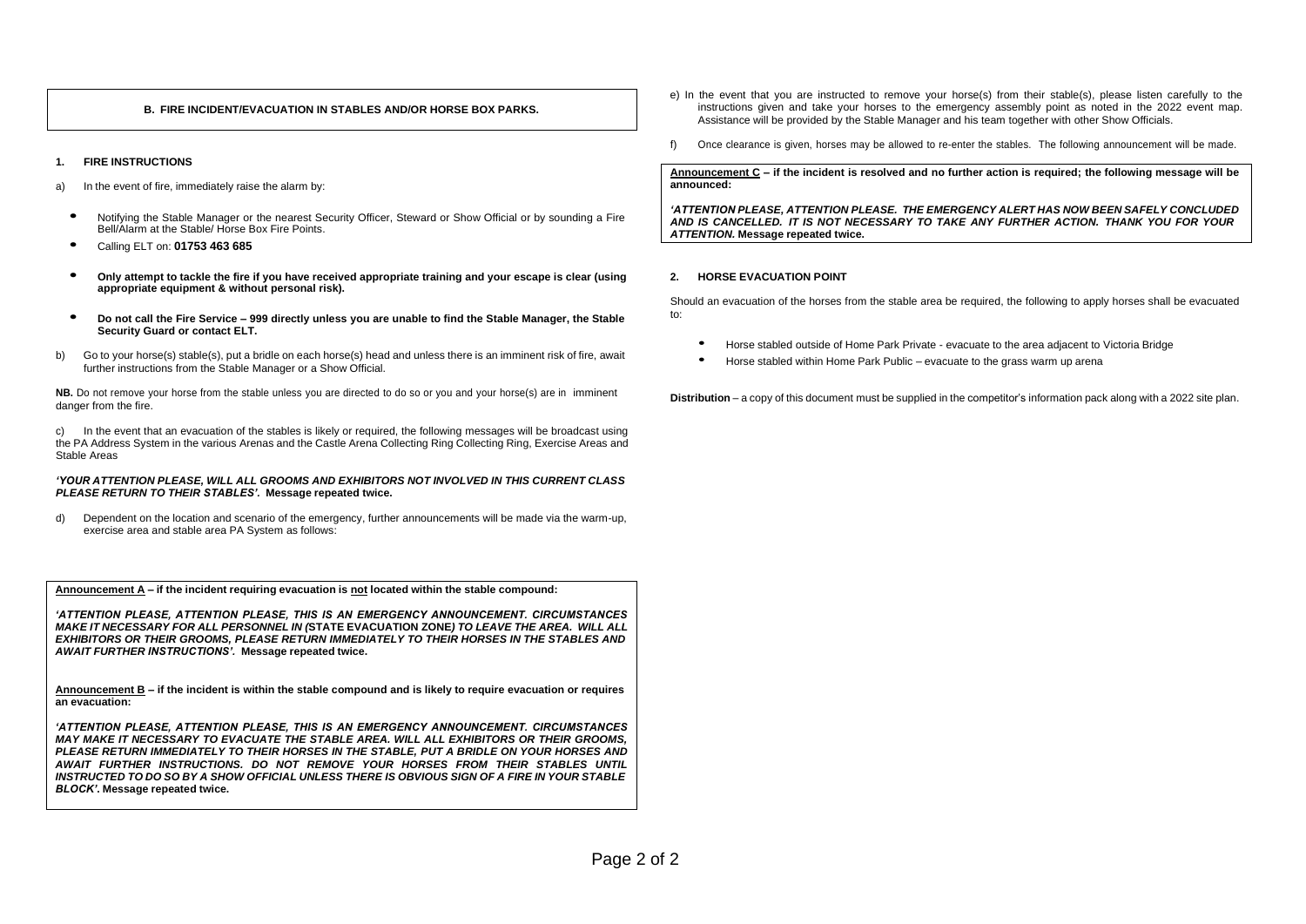## B. FIRE INCIDENT/EVACUATION IN STABLES AND/OR HORSE BOX PARKS.

### 1. FIRE INSTRUCTIONS

a) In the event of fire, immediately raise the alarm by:

- Notifying the Stable Manager or the nearest Security Officer, Steward or Show Official or by sounding a Fire Bell/Alarm at the Stable/ Horse Box Fire Points.
- Calling ELT on: **01753 463 685**
- **Only attempt to tackle the fire if you have received appropriate training and your escape is clear (using appropriate equipment & without personal risk).**
- **Do not call the Fire Service – 999 directly unless you are unable to find the Stable Manager, the Stable Security Guard or contact ELT.**

b) Go to your horse(s) stable(s), put a bridle on each horse(s) head and unless there is an imminent risk of fire, await further instructions from the Stable Manager or a Show Official.

**NB.** Do not remove your horse from the stable unless you are directed to do so or you and your horse(s) are in imminent danger from the fire.

c) In the event that an evacuation of the stables is likely or required, the following messages will be broadcast using the PA Address System in the various Arenas and the Castle Arena Collecting Ring Collecting Ring, Exercise Areas and Stable Areas

***'YOUR ATTENTION PLEASE, WILL ALL GROOMS AND EXHIBITORS NOT INVOLVED IN THIS CURRENT CLASS PLEASE RETURN TO THEIR STABLES'.*** **Message repeated twice.**

d) Dependent on the location and scenario of the emergency, further announcements will be made via the warm-up, exercise area and stable area PA System as follows:

**Announcement A – if the incident requiring evacuation is not located within the stable compound:**

***'ATTENTION PLEASE, ATTENTION PLEASE, THIS IS AN EMERGENCY ANNOUNCEMENT. CIRCUMSTANCES MAKE IT NECESSARY FOR ALL PERSONNEL IN (*STATE EVACUATION ZONE*) TO LEAVE THE AREA. WILL ALL EXHIBITORS OR THEIR GROOMS, PLEASE RETURN IMMEDIATELY TO THEIR HORSES IN THE STABLES AND AWAIT FURTHER INSTRUCTIONS'.*** **Message repeated twice.**

**Announcement B – if the incident is within the stable compound and is likely to require evacuation or requires an evacuation:**

***'ATTENTION PLEASE, ATTENTION PLEASE, THIS IS AN EMERGENCY ANNOUNCEMENT. CIRCUMSTANCES MAY MAKE IT NECESSARY TO EVACUATE THE STABLE AREA. WILL ALL EXHIBITORS OR THEIR GROOMS, PLEASE RETURN IMMEDIATELY TO THEIR HORSES IN THE STABLE, PUT A BRIDLE ON YOUR HORSES AND AWAIT FURTHER INSTRUCTIONS. DO NOT REMOVE YOUR HORSES FROM THEIR STABLES UNTIL INSTRUCTED TO DO SO BY A SHOW OFFICIAL UNLESS THERE IS OBVIOUS SIGN OF A FIRE IN YOUR STABLE BLOCK'.*** **Message repeated twice.**

e) In the event that you are instructed to remove your horse(s) from their stable(s), please listen carefully to the instructions given and take your horses to the emergency assembly point as noted in the 2022 event map. Assistance will be provided by the Stable Manager and his team together with other Show Officials.

f) Once clearance is given, horses may be allowed to re-enter the stables. The following announcement will be made.

**Announcement C – if the incident is resolved and no further action is required; the following message will be announced:**

***'ATTENTION PLEASE, ATTENTION PLEASE. THE EMERGENCY ALERT HAS NOW BEEN SAFELY CONCLUDED AND IS CANCELLED. IT IS NOT NECESSARY TO TAKE ANY FURTHER ACTION. THANK YOU FOR YOUR ATTENTION.*** **Message repeated twice.**

### 2. HORSE EVACUATION POINT

Should an evacuation of the horses from the stable area be required, the following to apply horses shall be evacuated to:

- Horse stabled outside of Home Park Private - evacuate to the area adjacent to Victoria Bridge
- Horse stabled within Home Park Public – evacuate to the grass warm up arena

**Distribution** – a copy of this document must be supplied in the competitor's information pack along with a 2022 site plan.